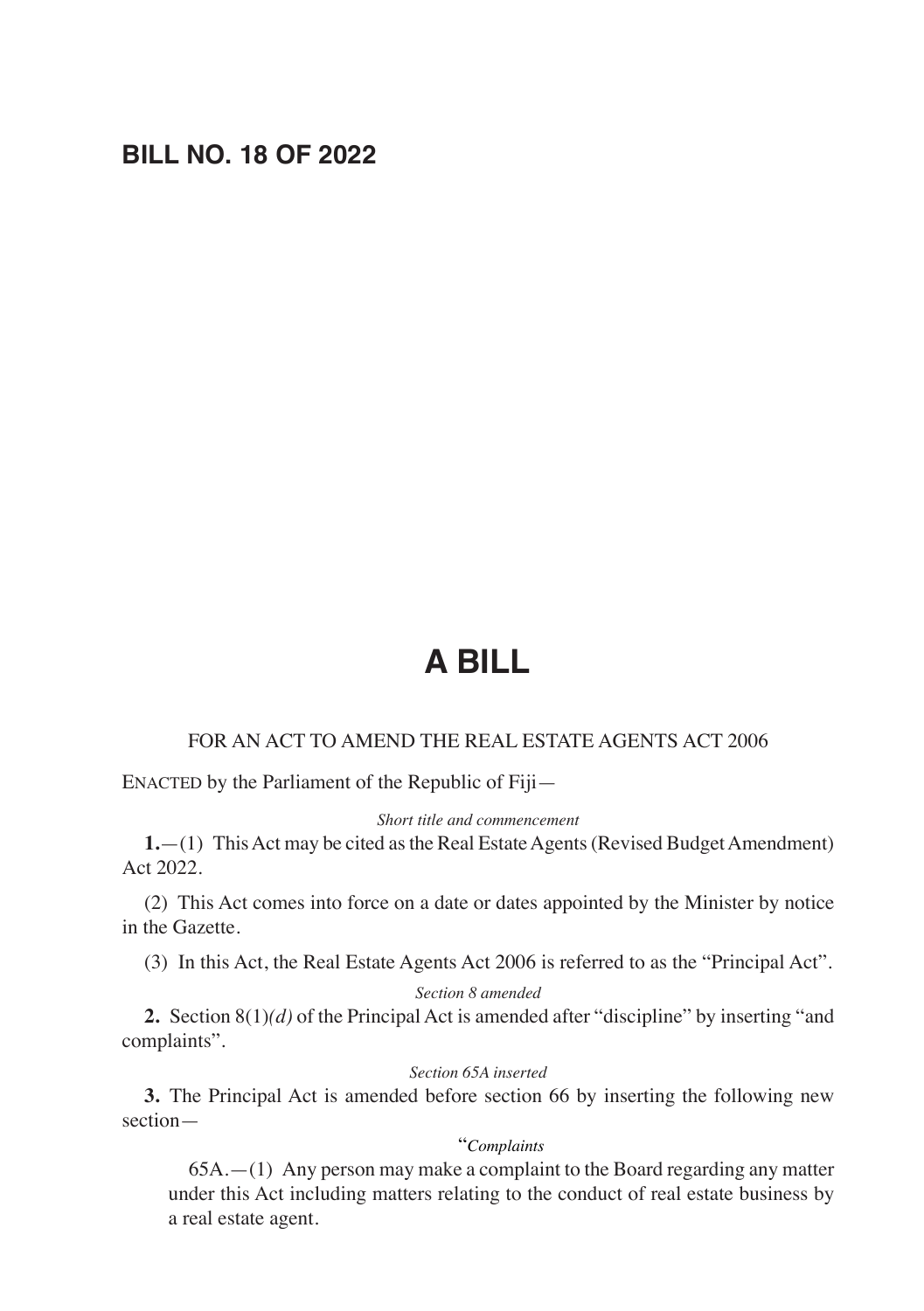# BILL NO. 18 OF 2022

# A BILL

FOR AN ACT TO AMEND THE REAL ESTATE AGENTS ACT 2006

ENACTED by the Parliament of the Republic of Fiji—

*Short title and commencement*

**1.**—(1) This Act may be cited as the Real Estate Agents (Revised Budget Amendment) Act 2022.

(2) This Act comes into force on a date or dates appointed by the Minister by notice in the Gazette.

(3) In this Act, the Real Estate Agents Act 2006 is referred to as the "Principal Act".

*Section 8 amended*

**2.** Section 8(1)*(d)* of the Principal Act is amended after "discipline" by inserting "and complaints".

*Section 65A inserted*

**3.** The Principal Act is amended before section 66 by inserting the following new section—

"*Complaints*

65A.—(1) Any person may make a complaint to the Board regarding any matter under this Act including matters relating to the conduct of real estate business by a real estate agent.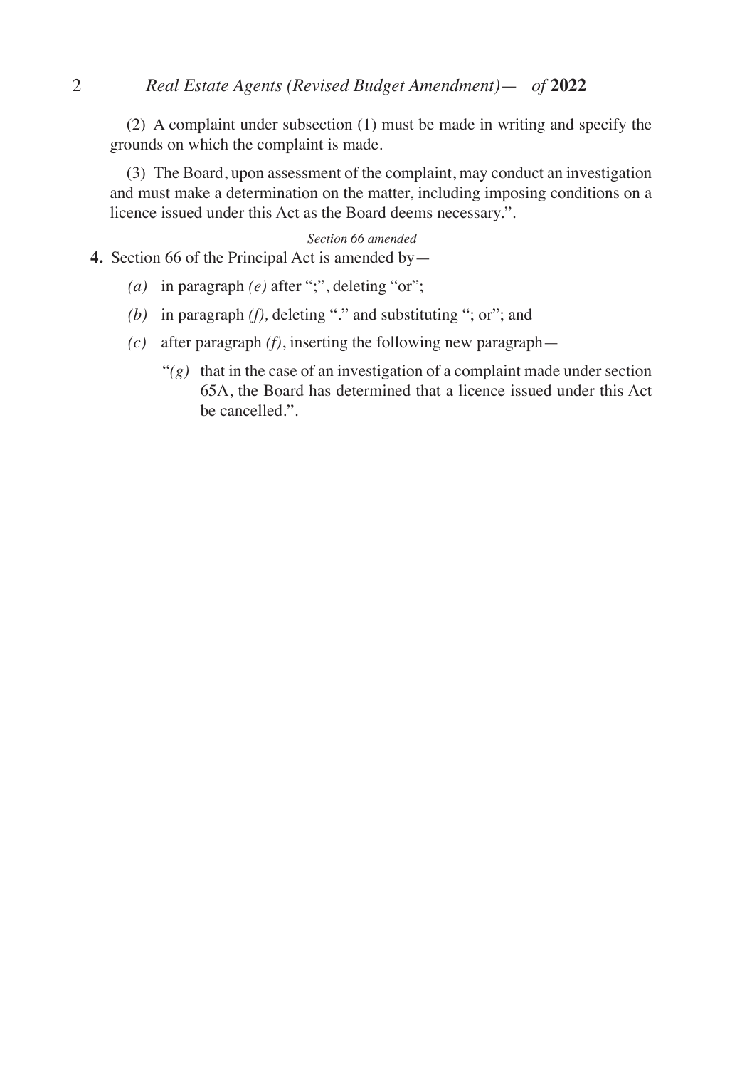(2) A complaint under subsection (1) must be made in writing and specify the grounds on which the complaint is made.

(3) The Board, upon assessment of the complaint, may conduct an investigation and must make a determination on the matter, including imposing conditions on a licence issued under this Act as the Board deems necessary.".

*Section 66 amended*

**4.** Section 66 of the Principal Act is amended by—

*(a)* in paragraph *(e)* after ";", deleting "or";

*(b)* in paragraph *(f)*, deleting "." and substituting "; or"; and

*(c)* after paragraph *(f)*, inserting the following new paragraph—

"*(g)* that in the case of an investigation of a complaint made under section 65A, the Board has determined that a licence issued under this Act be cancelled.".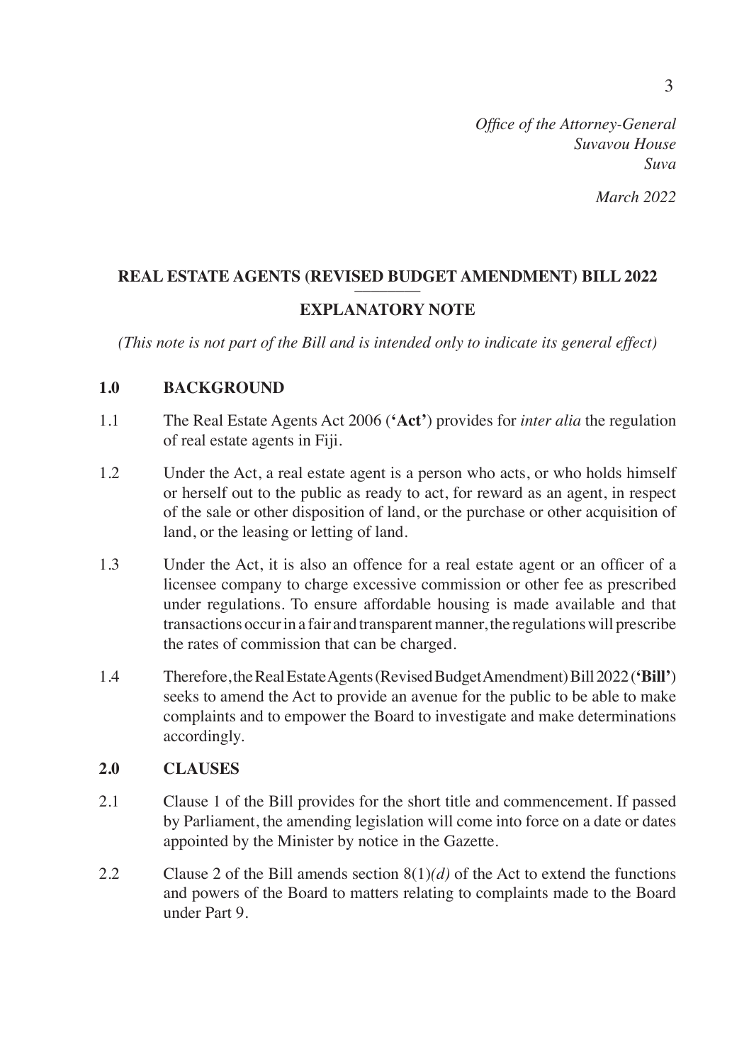*Office of the Attorney-General*
*Suvavou House*
*Suva*

*March 2022*

## REAL ESTATE AGENTS (REVISED BUDGET AMENDMENT) BILL 2022

## EXPLANATORY NOTE

*(This note is not part of the Bill and is intended only to indicate its general effect)*

### 1.0 BACKGROUND

1.1 The Real Estate Agents Act 2006 (**'Act'**) provides for *inter alia* the regulation of real estate agents in Fiji.

1.2 Under the Act, a real estate agent is a person who acts, or who holds himself or herself out to the public as ready to act, for reward as an agent, in respect of the sale or other disposition of land, or the purchase or other acquisition of land, or the leasing or letting of land.

1.3 Under the Act, it is also an offence for a real estate agent or an officer of a licensee company to charge excessive commission or other fee as prescribed under regulations. To ensure affordable housing is made available and that transactions occur in a fair and transparent manner, the regulations will prescribe the rates of commission that can be charged.

1.4 Therefore, the Real Estate Agents (Revised Budget Amendment) Bill 2022 (**'Bill'**) seeks to amend the Act to provide an avenue for the public to be able to make complaints and to empower the Board to investigate and make determinations accordingly.

### 2.0 CLAUSES

2.1 Clause 1 of the Bill provides for the short title and commencement. If passed by Parliament, the amending legislation will come into force on a date or dates appointed by the Minister by notice in the Gazette.

2.2 Clause 2 of the Bill amends section 8(1)*(d)* of the Act to extend the functions and powers of the Board to matters relating to complaints made to the Board under Part 9.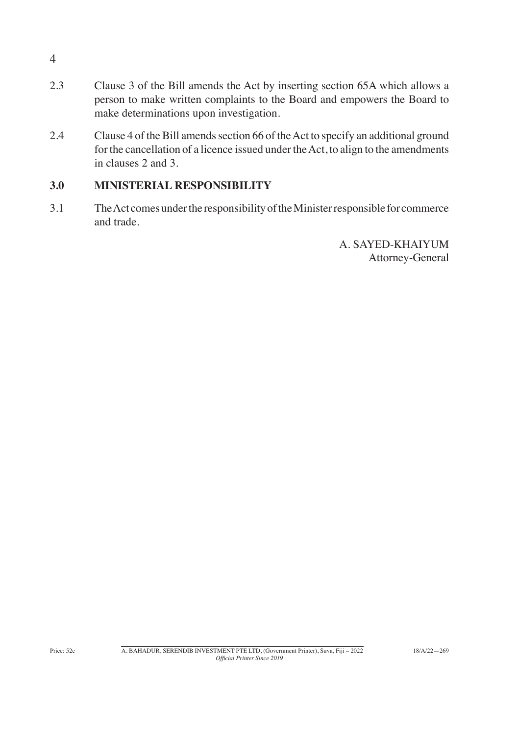2.3 Clause 3 of the Bill amends the Act by inserting section 65A which allows a person to make written complaints to the Board and empowers the Board to make determinations upon investigation.

2.4 Clause 4 of the Bill amends section 66 of the Act to specify an additional ground for the cancellation of a licence issued under the Act, to align to the amendments in clauses 2 and 3.

## 3.0 MINISTERIAL RESPONSIBILITY

3.1 The Act comes under the responsibility of the Minister responsible for commerce and trade.

A. SAYED-KHAIYUM
Attorney-General

Price: 52c

A. BAHADUR, SERENDIB INVESTMENT PTE LTD, (Government Printer), Suva, Fiji – 2022
*Official Printer Since 2019*

18/A/22—269